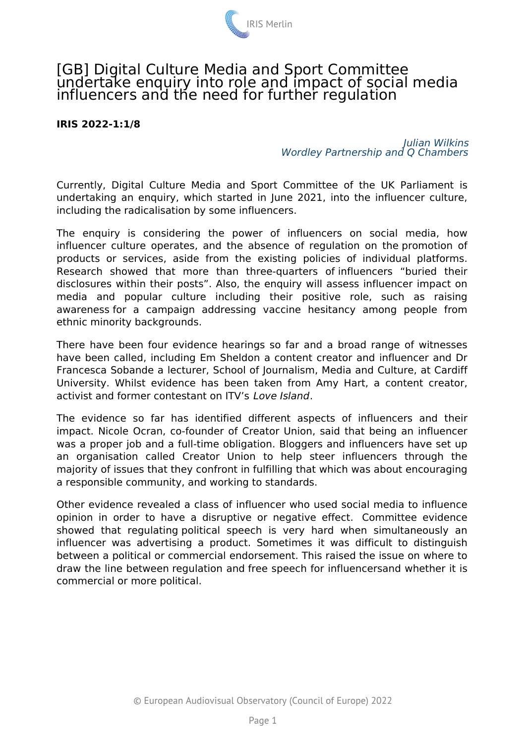# [GB] Digital Culture Media and Sport Committee undertake enquiry into role and impact of social media influencers and the need for further regulation

**IRIS 2022-1:1/8**

*Julian Wilkins*
*Wordley Partnership and Q Chambers*

Currently, Digital Culture Media and Sport Committee of the UK Parliament is undertaking an enquiry, which started in June 2021, into the influencer culture, including the radicalisation by some influencers.

The enquiry is considering the power of influencers on social media, how influencer culture operates, and the absence of regulation on the promotion of products or services, aside from the existing policies of individual platforms. Research showed that more than three-quarters of influencers "buried their disclosures within their posts". Also, the enquiry will assess influencer impact on media and popular culture including their positive role, such as raising awareness for a campaign addressing vaccine hesitancy among people from ethnic minority backgrounds.

There have been four evidence hearings so far and a broad range of witnesses have been called, including Em Sheldon a content creator and influencer and Dr Francesca Sobande a lecturer, School of Journalism, Media and Culture, at Cardiff University. Whilst evidence has been taken from Amy Hart, a content creator, activist and former contestant on ITV's *Love Island*.

The evidence so far has identified different aspects of influencers and their impact. Nicole Ocran, co-founder of Creator Union, said that being an influencer was a proper job and a full-time obligation. Bloggers and influencers have set up an organisation called Creator Union to help steer influencers through the majority of issues that they confront in fulfilling that which was about encouraging a responsible community, and working to standards.

Other evidence revealed a class of influencer who used social media to influence opinion in order to have a disruptive or negative effect. Committee evidence showed that regulating political speech is very hard when simultaneously an influencer was advertising a product. Sometimes it was difficult to distinguish between a political or commercial endorsement. This raised the issue on where to draw the line between regulation and free speech for influencersand whether it is commercial or more political.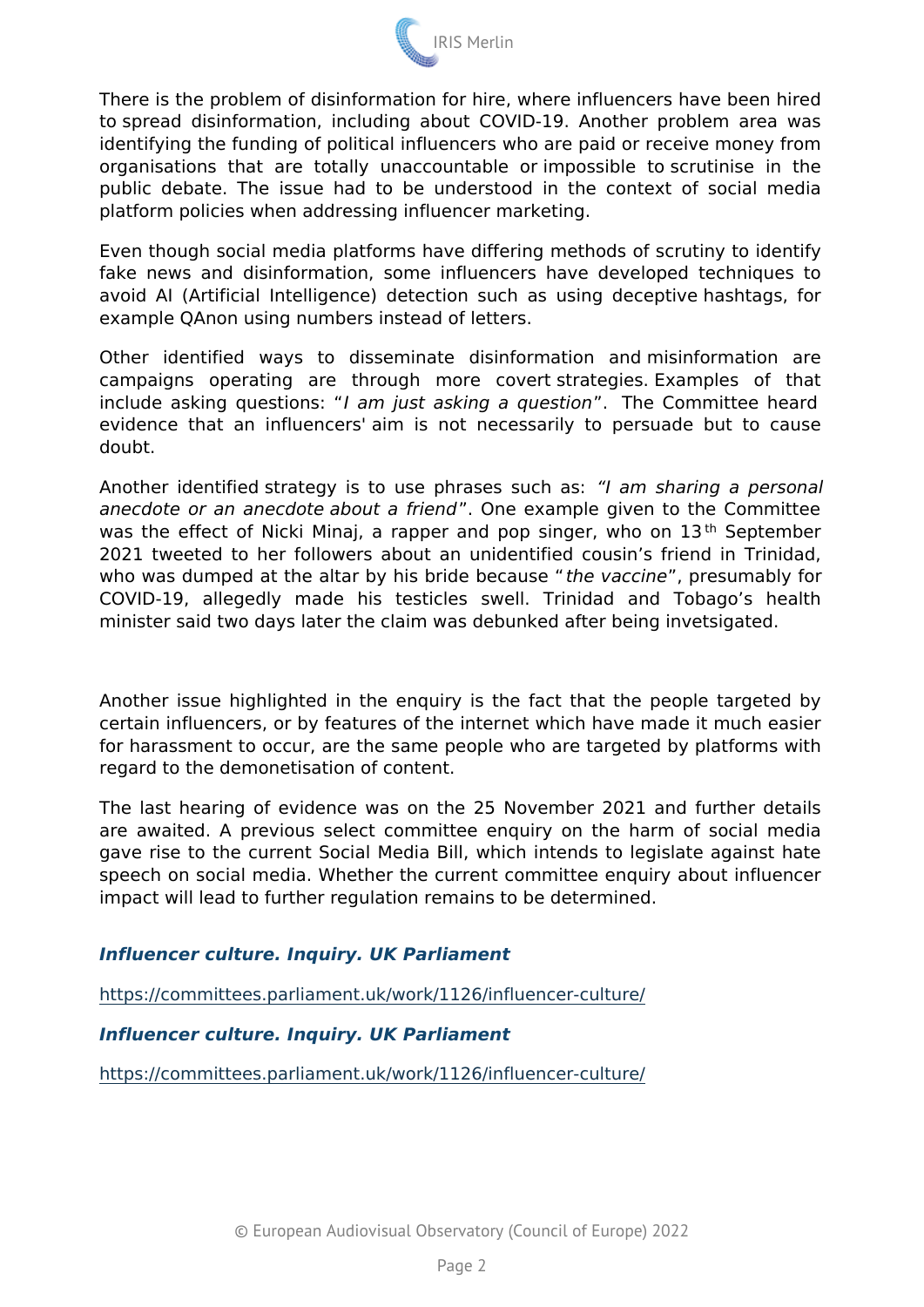There is the problem of disinformation for hire, where influencers have been hired to spread disinformation, including about COVID-19. Another problem area was identifying the funding of political influencers who are paid or receive money from organisations that are totally unaccountable or impossible to scrutinise in the public debate. The issue had to be understood in the context of social media platform policies when addressing influencer marketing.

Even though social media platforms have differing methods of scrutiny to identify fake news and disinformation, some influencers have developed techniques to avoid AI (Artificial Intelligence) detection such as using deceptive hashtags, for example QAnon using numbers instead of letters.

Other identified ways to disseminate disinformation and misinformation are campaigns operating are through more covert strategies. Examples of that include asking questions: "*I am just asking a question*". The Committee heard evidence that an influencers' aim is not necessarily to persuade but to cause doubt.

Another identified strategy is to use phrases such as: *"I am sharing a personal anecdote or an anecdote about a friend"*. One example given to the Committee was the effect of Nicki Minaj, a rapper and pop singer, who on 13th September 2021 tweeted to her followers about an unidentified cousin's friend in Trinidad, who was dumped at the altar by his bride because "*the vaccine*", presumably for COVID-19, allegedly made his testicles swell. Trinidad and Tobago's health minister said two days later the claim was debunked after being invetsigated.

Another issue highlighted in the enquiry is the fact that the people targeted by certain influencers, or by features of the internet which have made it much easier for harassment to occur, are the same people who are targeted by platforms with regard to the demonetisation of content.

The last hearing of evidence was on the 25 November 2021 and further details are awaited. A previous select committee enquiry on the harm of social media gave rise to the current Social Media Bill, which intends to legislate against hate speech on social media. Whether the current committee enquiry about influencer impact will lead to further regulation remains to be determined.

***Influencer culture. Inquiry. UK Parliament***

https://committees.parliament.uk/work/1126/influencer-culture/

***Influencer culture. Inquiry. UK Parliament***

https://committees.parliament.uk/work/1126/influencer-culture/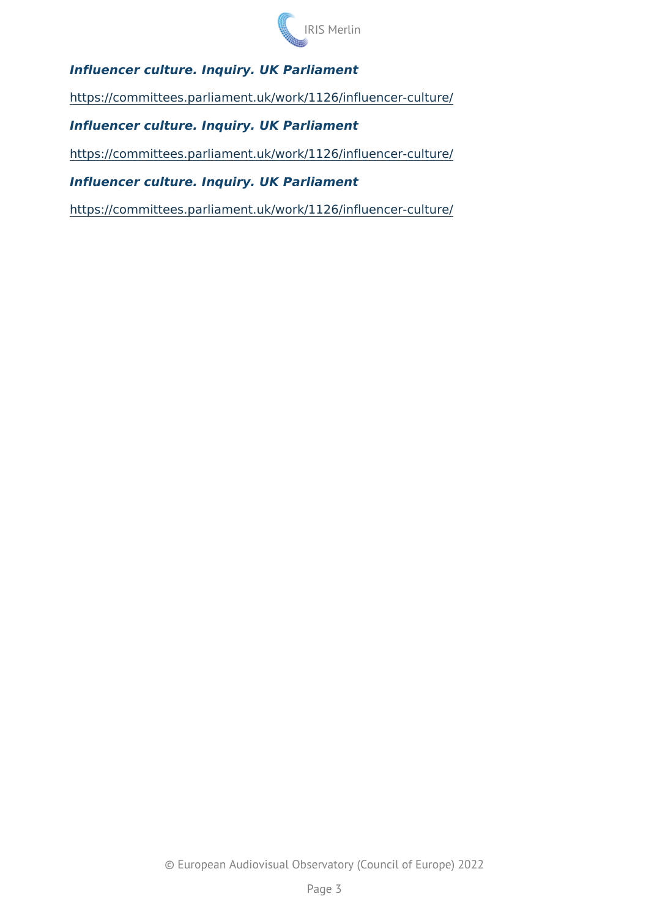***Influencer culture. Inquiry. UK Parliament***

https://committees.parliament.uk/work/1126/influencer-culture/

***Influencer culture. Inquiry. UK Parliament***

https://committees.parliament.uk/work/1126/influencer-culture/

***Influencer culture. Inquiry. UK Parliament***

https://committees.parliament.uk/work/1126/influencer-culture/